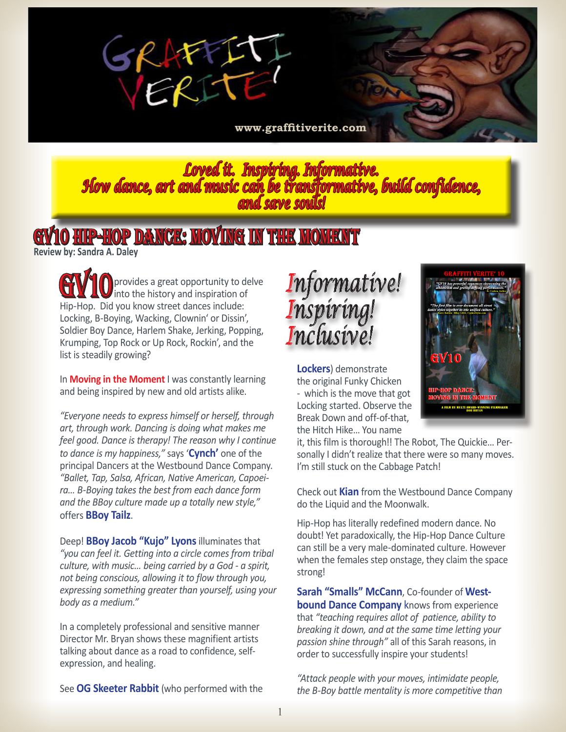GRAFFITI VERITE'

www.graffitiverite.com

**Loved it. Inspiring. Informative.**
**How dance, art and music can be transformative, build confidence, and save souls!**

# GV10 HIP-HOP DANCE: MOVING IN THE MOMENT

**Review by: Sandra A. Daley**

**GV10** provides a great opportunity to delve into the history and inspiration of Hip-Hop. Did you know street dances include: Locking, B-Boying, Wacking, Clownin' or Dissin', Soldier Boy Dance, Harlem Shake, Jerking, Popping, Krumping, Top Rock or Up Rock, Rockin', and the list is steadily growing?

In **Moving in the Moment** I was constantly learning and being inspired by new and old artists alike.

*"Everyone needs to express himself or herself, through art, through work. Dancing is doing what makes me feel good. Dance is therapy! The reason why I continue to dance is my happiness,"* says '**Cynch'** one of the principal Dancers at the Westbound Dance Company. *"Ballet, Tap, Salsa, African, Native American, Capoeira... B-Boying takes the best from each dance form and the BBoy culture made up a totally new style,"* offers **BBoy Tailz**.

Deep! **BBoy Jacob "Kujo" Lyons** illuminates that *"you can feel it. Getting into a circle comes from tribal culture, with music... being carried by a God - a spirit, not being conscious, allowing it to flow through you, expressing something greater than yourself, using your body as a medium."*

In a completely professional and sensitive manner Director Mr. Bryan shows these magnifient artists talking about dance as a road to confidence, self-expression, and healing.

*Informative! Inspiring! Inclusive!*

GRAFFITI VERITE' 10

*"GV10 has powerful sequences showcasing the athleticism and gravity-defying performances."*

*"The first film to ever document all street dance styles together as one unified culture."*

GV10

HIP-HOP DANCE: MOVING IN THE MOMENT

A FILM BY MULTI AWARD-WINNING FILMMAKER BOB BRYAN

See **OG Skeeter Rabbit** (who performed with the **Lockers**) demonstrate the original Funky Chicken - which is the move that got Locking started. Observe the Break Down and off-of-that, the Hitch Hike... You name it, this film is thorough!! The Robot, The Quickie... Personally I didn't realize that there were so many moves. I'm still stuck on the Cabbage Patch!

Check out **Kian** from the Westbound Dance Company do the Liquid and the Moonwalk.

Hip-Hop has literally redefined modern dance. No doubt! Yet paradoxically, the Hip-Hop Dance Culture can still be a very male-dominated culture. However when the females step onstage, they claim the space strong!

**Sarah "Smalls" McCann**, Co-founder of **Westbound Dance Company** knows from experience that *"teaching requires allot of patience, ability to breaking it down, and at the same time letting your passion shine through"* all of this Sarah reasons, in order to successfully inspire your students!

*"Attack people with your moves, intimidate people, the B-Boy battle mentality is more competitive than*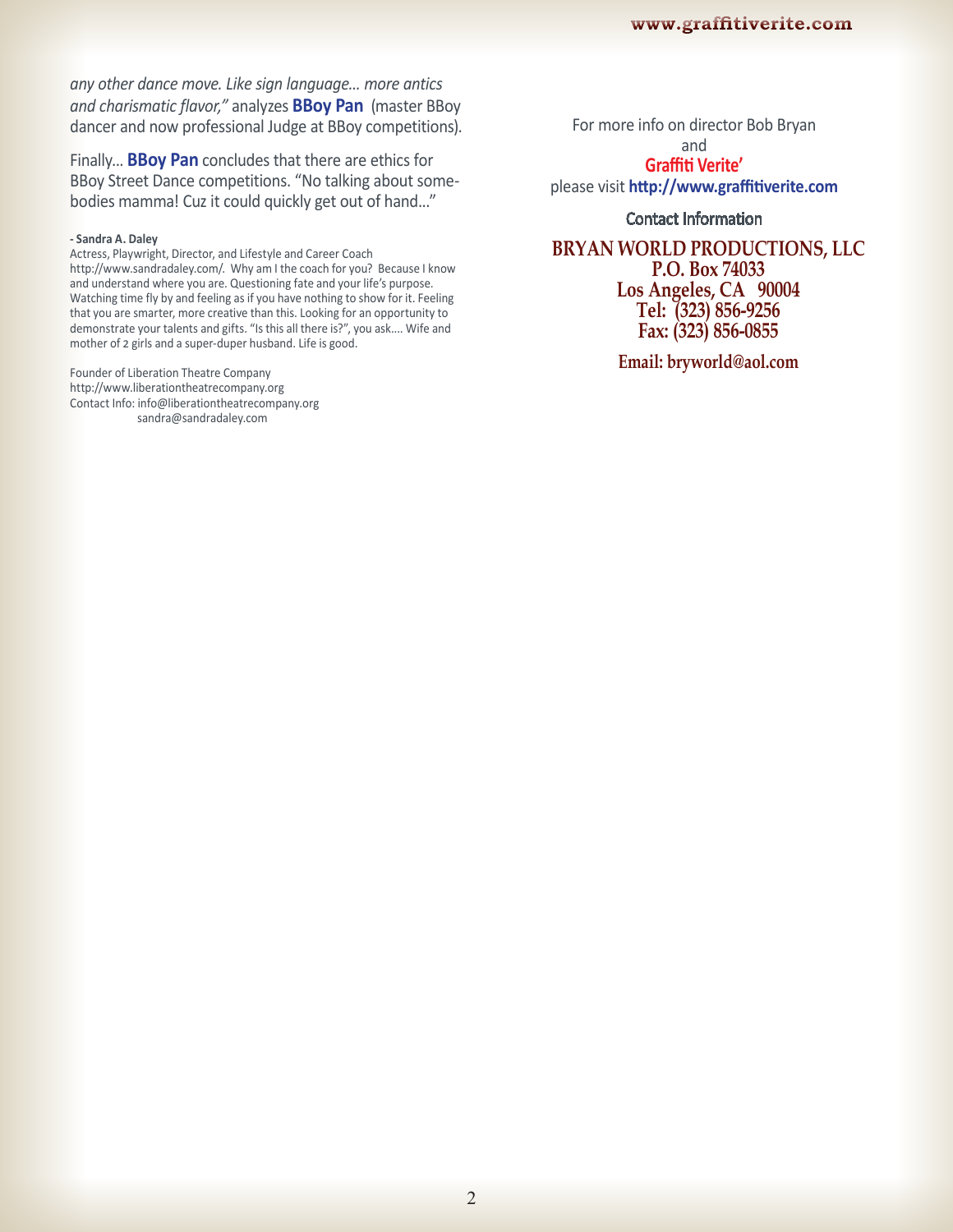*any other dance move. Like sign language… more antics and charismatic flavor,"* analyzes **BBoy Pan** (master BBoy dancer and now professional Judge at BBoy competitions).

Finally… **BBoy Pan** concludes that there are ethics for BBoy Street Dance competitions. "No talking about somebodies mamma! Cuz it could quickly get out of hand…"

**- Sandra A. Daley**
Actress, Playwright, Director, and Lifestyle and Career Coach
http://www.sandradaley.com/. Why am I the coach for you? Because I know and understand where you are. Questioning fate and your life's purpose. Watching time fly by and feeling as if you have nothing to show for it. Feeling that you are smarter, more creative than this. Looking for an opportunity to demonstrate your talents and gifts. "Is this all there is?", you ask.... Wife and mother of 2 girls and a super-duper husband. Life is good.

Founder of Liberation Theatre Company
http://www.liberationtheatrecompany.org
Contact Info: info@liberationtheatrecompany.org
sandra@sandradaley.com

For more info on director Bob Bryan
and
**Graffiti Verite'**
please visit **http://www.graffitiverite.com**

Contact Information

**BRYAN WORLD PRODUCTIONS, LLC**
**P.O. Box 74033**
**Los Angeles, CA 90004**
**Tel: (323) 856-9256**
**Fax: (323) 856-0855**

**Email: bryworld@aol.com**